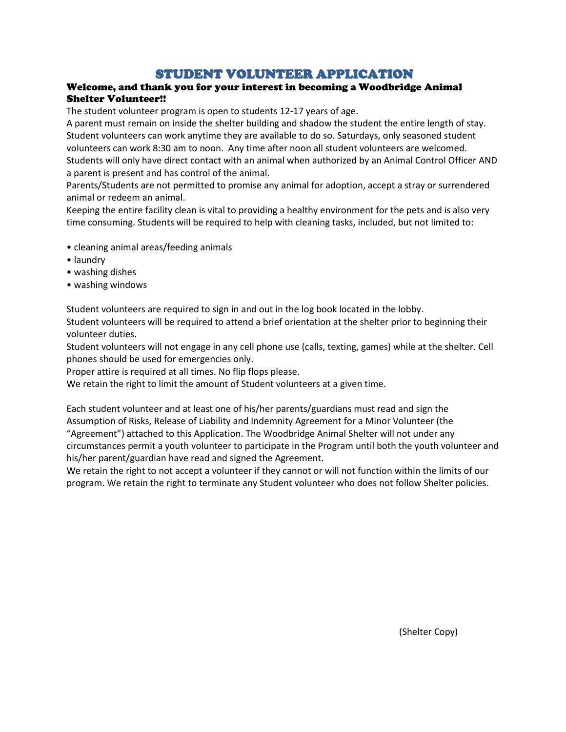# STUDENT VOLUNTEER APPLICATION

### Welcome, and thank you for your interest in becoming a Woodbridge Animal Shelter Volunteer!!

The student volunteer program is open to students 12-17 years of age.

A parent must remain on inside the shelter building and shadow the student the entire length of stay. Student volunteers can work anytime they are available to do so. Saturdays, only seasoned student volunteers can work 8:30 am to noon. Any time after noon all student volunteers are welcomed. Students will only have direct contact with an animal when authorized by an Animal Control Officer AND a parent is present and has control of the animal.

Parents/Students are not permitted to promise any animal for adoption, accept a stray or surrendered animal or redeem an animal.

Keeping the entire facility clean is vital to providing a healthy environment for the pets and is also very time consuming. Students will be required to help with cleaning tasks, included, but not limited to:

- cleaning animal areas/feeding animals
- laundry
- washing dishes
- washing windows

Student volunteers are required to sign in and out in the log book located in the lobby.

Student volunteers will be required to attend a brief orientation at the shelter prior to beginning their volunteer duties.

Student volunteers will not engage in any cell phone use (calls, texting, games) while at the shelter. Cell phones should be used for emergencies only.

Proper attire is required at all times. No flip flops please.

We retain the right to limit the amount of Student volunteers at a given time.

Each student volunteer and at least one of his/her parents/guardians must read and sign the Assumption of Risks, Release of Liability and Indemnity Agreement for a Minor Volunteer (the "Agreement") attached to this Application. The Woodbridge Animal Shelter will not under any circumstances permit a youth volunteer to participate in the Program until both the youth volunteer and his/her parent/guardian have read and signed the Agreement.

We retain the right to not accept a volunteer if they cannot or will not function within the limits of our program. We retain the right to terminate any Student volunteer who does not follow Shelter policies.

(Shelter Copy)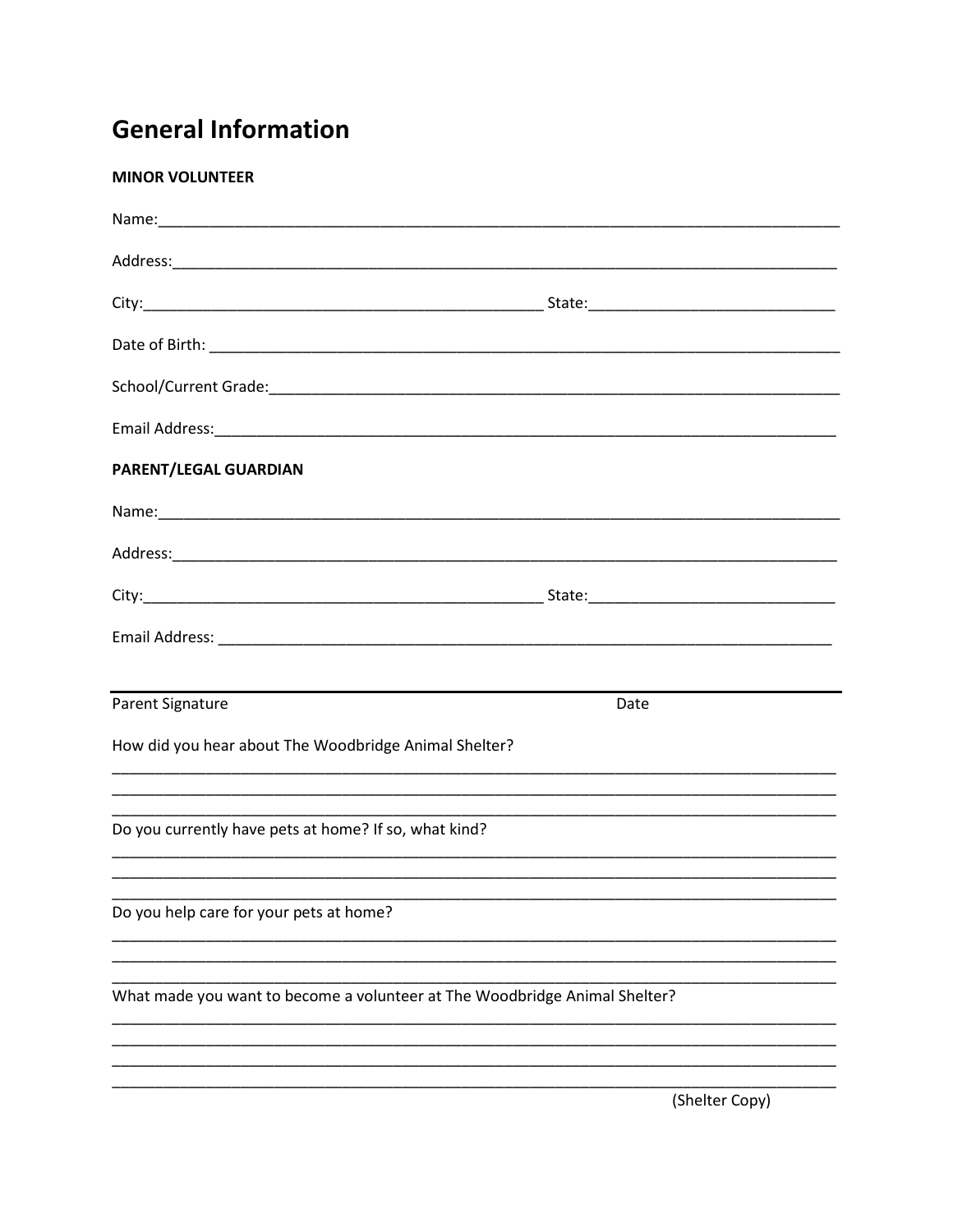# General Information

**MINOR VOLUNTEER**

Name:_______________________________________________________________________________

Address:_____________________________________________________________________________

City:_______________________________________________ State:____________________________

Date of Birth: _________________________________________________________________________

School/Current Grade:__________________________________________________________________

Email Address:________________________________________________________________________

**PARENT/LEGAL GUARDIAN**

Name:_______________________________________________________________________________

Address:_____________________________________________________________________________

City:_______________________________________________ State:____________________________

Email Address: ________________________________________________________________________

___________________________________________________________________________________

Parent Signature Date

How did you hear about The Woodbridge Animal Shelter?

___________________________________________________________________________________
___________________________________________________________________________________
___________________________________________________________________________________

Do you currently have pets at home? If so, what kind?

___________________________________________________________________________________
___________________________________________________________________________________
___________________________________________________________________________________

Do you help care for your pets at home?

___________________________________________________________________________________
___________________________________________________________________________________
___________________________________________________________________________________

What made you want to become a volunteer at The Woodbridge Animal Shelter?

___________________________________________________________________________________
___________________________________________________________________________________
___________________________________________________________________________________
___________________________________________________________________________________

(Shelter Copy)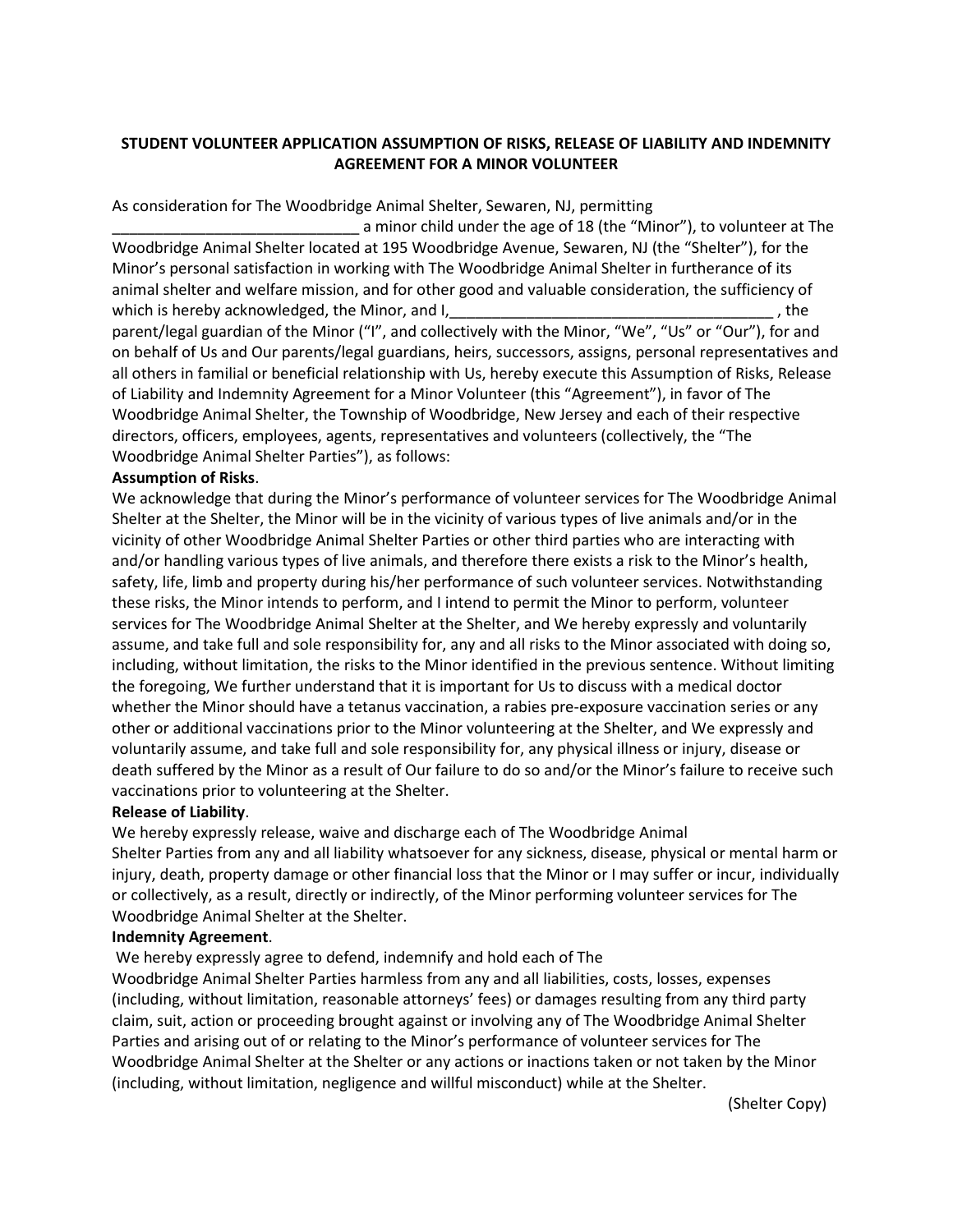**STUDENT VOLUNTEER APPLICATION ASSUMPTION OF RISKS, RELEASE OF LIABILITY AND INDEMNITY AGREEMENT FOR A MINOR VOLUNTEER**

As consideration for The Woodbridge Animal Shelter, Sewaren, NJ, permitting _____________________________ a minor child under the age of 18 (the "Minor"), to volunteer at The Woodbridge Animal Shelter located at 195 Woodbridge Avenue, Sewaren, NJ (the "Shelter"), for the Minor's personal satisfaction in working with The Woodbridge Animal Shelter in furtherance of its animal shelter and welfare mission, and for other good and valuable consideration, the sufficiency of which is hereby acknowledged, the Minor, and I,_______________________________________ , the parent/legal guardian of the Minor ("I", and collectively with the Minor, "We", "Us" or "Our"), for and on behalf of Us and Our parents/legal guardians, heirs, successors, assigns, personal representatives and all others in familial or beneficial relationship with Us, hereby execute this Assumption of Risks, Release of Liability and Indemnity Agreement for a Minor Volunteer (this "Agreement"), in favor of The Woodbridge Animal Shelter, the Township of Woodbridge, New Jersey and each of their respective directors, officers, employees, agents, representatives and volunteers (collectively, the "The Woodbridge Animal Shelter Parties"), as follows:

**Assumption of Risks**.

We acknowledge that during the Minor's performance of volunteer services for The Woodbridge Animal Shelter at the Shelter, the Minor will be in the vicinity of various types of live animals and/or in the vicinity of other Woodbridge Animal Shelter Parties or other third parties who are interacting with and/or handling various types of live animals, and therefore there exists a risk to the Minor's health, safety, life, limb and property during his/her performance of such volunteer services. Notwithstanding these risks, the Minor intends to perform, and I intend to permit the Minor to perform, volunteer services for The Woodbridge Animal Shelter at the Shelter, and We hereby expressly and voluntarily assume, and take full and sole responsibility for, any and all risks to the Minor associated with doing so, including, without limitation, the risks to the Minor identified in the previous sentence. Without limiting the foregoing, We further understand that it is important for Us to discuss with a medical doctor whether the Minor should have a tetanus vaccination, a rabies pre-exposure vaccination series or any other or additional vaccinations prior to the Minor volunteering at the Shelter, and We expressly and voluntarily assume, and take full and sole responsibility for, any physical illness or injury, disease or death suffered by the Minor as a result of Our failure to do so and/or the Minor's failure to receive such vaccinations prior to volunteering at the Shelter.

**Release of Liability**.

We hereby expressly release, waive and discharge each of The Woodbridge Animal Shelter Parties from any and all liability whatsoever for any sickness, disease, physical or mental harm or injury, death, property damage or other financial loss that the Minor or I may suffer or incur, individually or collectively, as a result, directly or indirectly, of the Minor performing volunteer services for The Woodbridge Animal Shelter at the Shelter.

**Indemnity Agreement**.

We hereby expressly agree to defend, indemnify and hold each of The Woodbridge Animal Shelter Parties harmless from any and all liabilities, costs, losses, expenses (including, without limitation, reasonable attorneys' fees) or damages resulting from any third party claim, suit, action or proceeding brought against or involving any of The Woodbridge Animal Shelter Parties and arising out of or relating to the Minor's performance of volunteer services for The Woodbridge Animal Shelter at the Shelter or any actions or inactions taken or not taken by the Minor (including, without limitation, negligence and willful misconduct) while at the Shelter.

(Shelter Copy)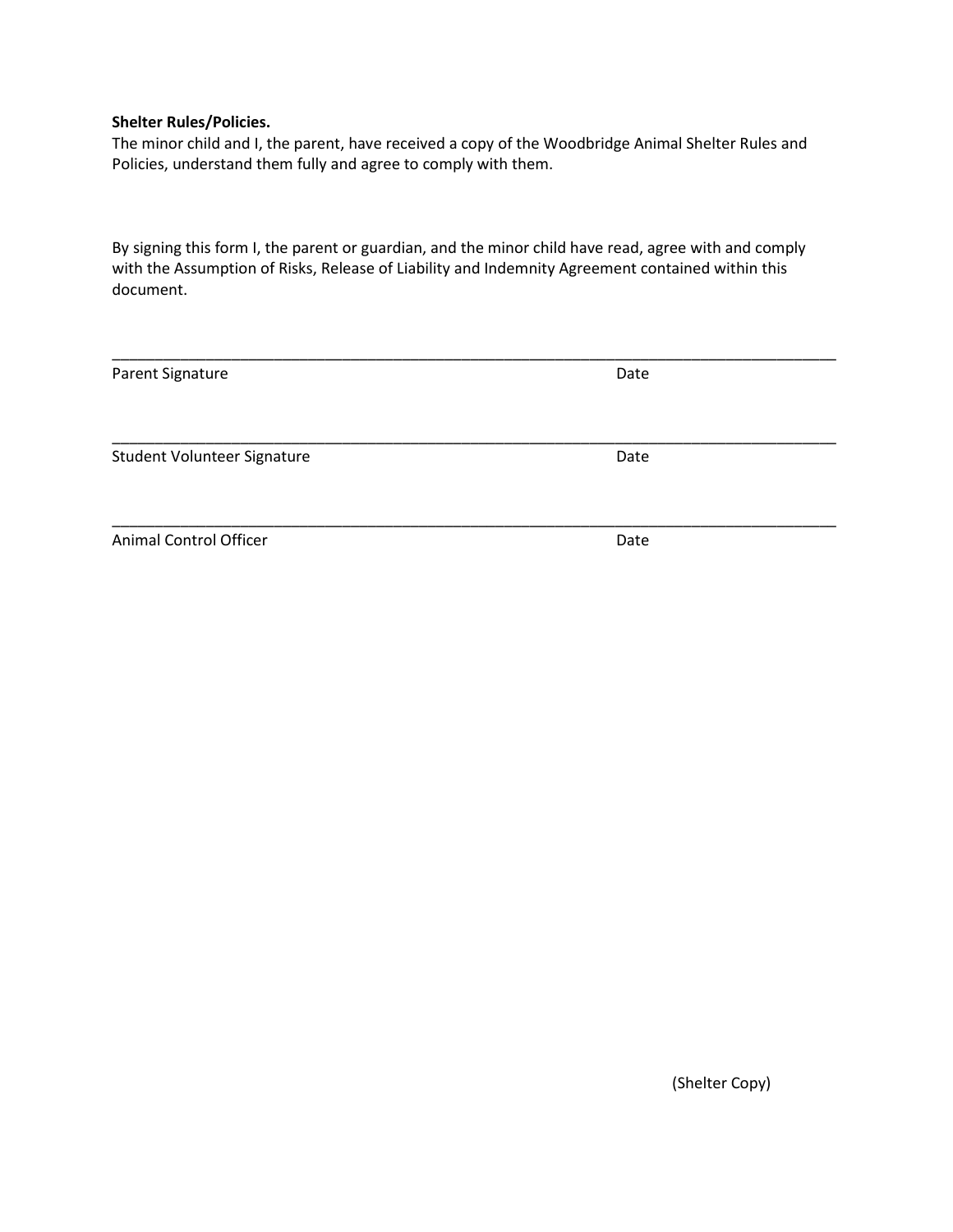**Shelter Rules/Policies.**
The minor child and I, the parent, have received a copy of the Woodbridge Animal Shelter Rules and Policies, understand them fully and agree to comply with them.

By signing this form I, the parent or guardian, and the minor child have read, agree with and comply with the Assumption of Risks, Release of Liability and Indemnity Agreement contained within this document.

_______________________________________________________________________________
Parent Signature                                                                                    Date

_______________________________________________________________________________
Student Volunteer Signature                                                                    Date

_______________________________________________________________________________
Animal Control Officer                                                                            Date

(Shelter Copy)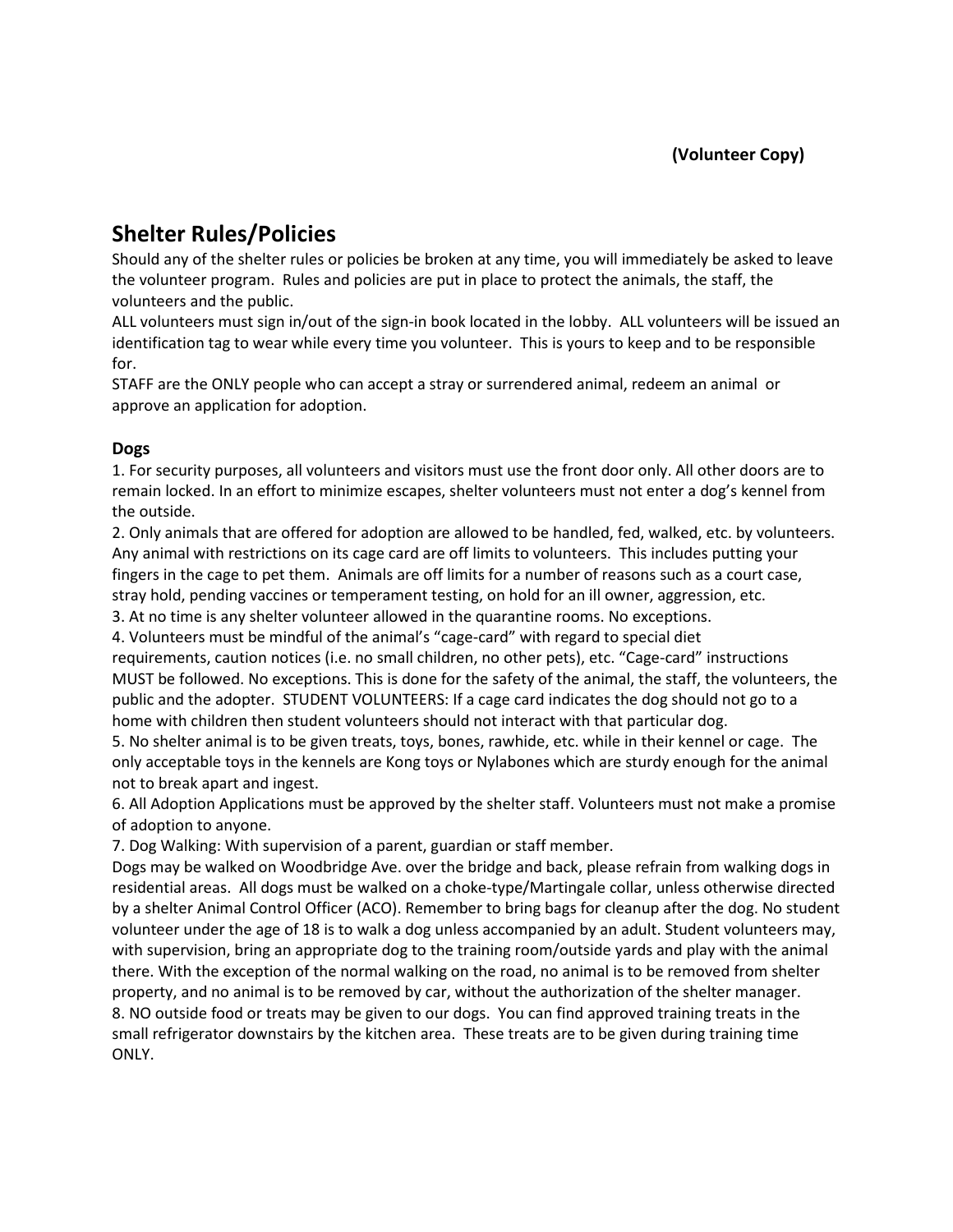**(Volunteer Copy)**

## Shelter Rules/Policies

Should any of the shelter rules or policies be broken at any time, you will immediately be asked to leave the volunteer program. Rules and policies are put in place to protect the animals, the staff, the volunteers and the public.

ALL volunteers must sign in/out of the sign-in book located in the lobby. ALL volunteers will be issued an identification tag to wear while every time you volunteer. This is yours to keep and to be responsible for.

STAFF are the ONLY people who can accept a stray or surrendered animal, redeem an animal or approve an application for adoption.

### Dogs

1. For security purposes, all volunteers and visitors must use the front door only. All other doors are to remain locked. In an effort to minimize escapes, shelter volunteers must not enter a dog's kennel from the outside.
2. Only animals that are offered for adoption are allowed to be handled, fed, walked, etc. by volunteers. Any animal with restrictions on its cage card are off limits to volunteers. This includes putting your fingers in the cage to pet them. Animals are off limits for a number of reasons such as a court case, stray hold, pending vaccines or temperament testing, on hold for an ill owner, aggression, etc.
3. At no time is any shelter volunteer allowed in the quarantine rooms. No exceptions.
4. Volunteers must be mindful of the animal's "cage-card" with regard to special diet requirements, caution notices (i.e. no small children, no other pets), etc. "Cage-card" instructions MUST be followed. No exceptions. This is done for the safety of the animal, the staff, the volunteers, the public and the adopter. STUDENT VOLUNTEERS: If a cage card indicates the dog should not go to a home with children then student volunteers should not interact with that particular dog.
5. No shelter animal is to be given treats, toys, bones, rawhide, etc. while in their kennel or cage. The only acceptable toys in the kennels are Kong toys or Nylabones which are sturdy enough for the animal not to break apart and ingest.
6. All Adoption Applications must be approved by the shelter staff. Volunteers must not make a promise of adoption to anyone.
7. Dog Walking: With supervision of a parent, guardian or staff member.
   Dogs may be walked on Woodbridge Ave. over the bridge and back, please refrain from walking dogs in residential areas. All dogs must be walked on a choke-type/Martingale collar, unless otherwise directed by a shelter Animal Control Officer (ACO). Remember to bring bags for cleanup after the dog. No student volunteer under the age of 18 is to walk a dog unless accompanied by an adult. Student volunteers may, with supervision, bring an appropriate dog to the training room/outside yards and play with the animal there. With the exception of the normal walking on the road, no animal is to be removed from shelter property, and no animal is to be removed by car, without the authorization of the shelter manager.
8. NO outside food or treats may be given to our dogs. You can find approved training treats in the small refrigerator downstairs by the kitchen area. These treats are to be given during training time ONLY.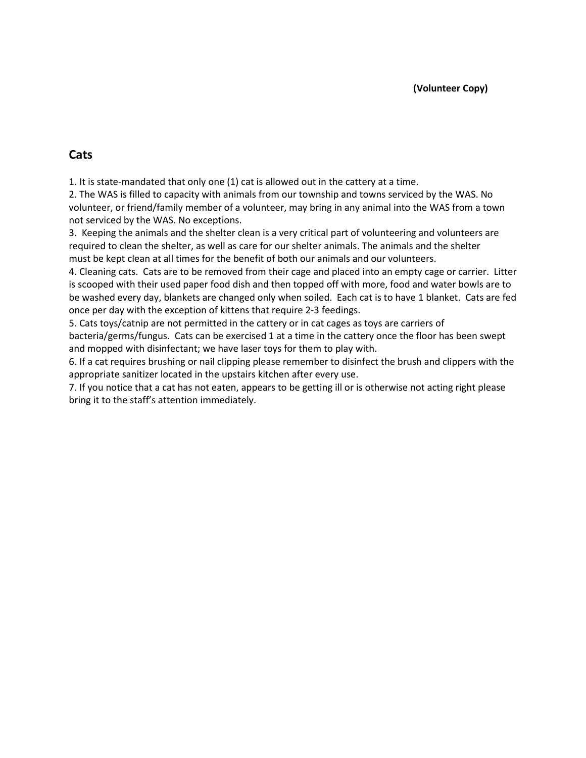**(Volunteer Copy)**

## Cats

1. It is state-mandated that only one (1) cat is allowed out in the cattery at a time.
2. The WAS is filled to capacity with animals from our township and towns serviced by the WAS. No volunteer, or friend/family member of a volunteer, may bring in any animal into the WAS from a town not serviced by the WAS. No exceptions.
3. Keeping the animals and the shelter clean is a very critical part of volunteering and volunteers are required to clean the shelter, as well as care for our shelter animals. The animals and the shelter must be kept clean at all times for the benefit of both our animals and our volunteers.
4. Cleaning cats. Cats are to be removed from their cage and placed into an empty cage or carrier. Litter is scooped with their used paper food dish and then topped off with more, food and water bowls are to be washed every day, blankets are changed only when soiled. Each cat is to have 1 blanket. Cats are fed once per day with the exception of kittens that require 2-3 feedings.
5. Cats toys/catnip are not permitted in the cattery or in cat cages as toys are carriers of bacteria/germs/fungus. Cats can be exercised 1 at a time in the cattery once the floor has been swept and mopped with disinfectant; we have laser toys for them to play with.
6. If a cat requires brushing or nail clipping please remember to disinfect the brush and clippers with the appropriate sanitizer located in the upstairs kitchen after every use.
7. If you notice that a cat has not eaten, appears to be getting ill or is otherwise not acting right please bring it to the staff's attention immediately.